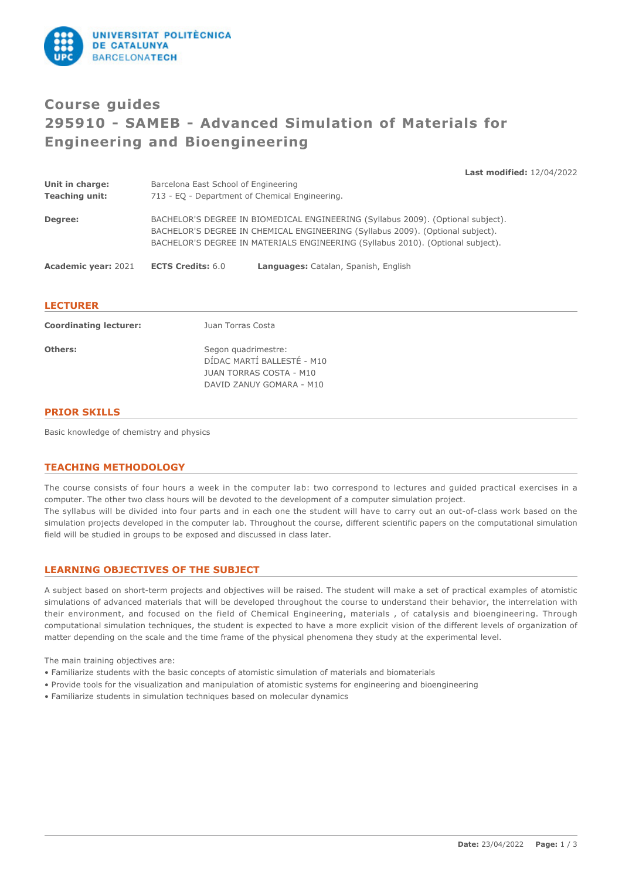# Course guides
# 295910 - SAMEB - Advanced Simulation of Materials for Engineering and Bioengineering

**Last modified:** 12/04/2022

**Unit in charge:** Barcelona East School of Engineering
**Teaching unit:** 713 - EQ - Department of Chemical Engineering.

**Degree:** BACHELOR'S DEGREE IN BIOMEDICAL ENGINEERING (Syllabus 2009). (Optional subject).
BACHELOR'S DEGREE IN CHEMICAL ENGINEERING (Syllabus 2009). (Optional subject).
BACHELOR'S DEGREE IN MATERIALS ENGINEERING (Syllabus 2010). (Optional subject).

**Academic year:** 2021 **ECTS Credits:** 6.0 **Languages:** Catalan, Spanish, English

## LECTURER

**Coordinating lecturer:** Juan Torras Costa

**Others:** Segon quadrimestre:
DÍDAC MARTÍ BALLESTÉ - M10
JUAN TORRAS COSTA - M10
DAVID ZANUY GOMARA - M10

## PRIOR SKILLS

Basic knowledge of chemistry and physics

## TEACHING METHODOLOGY

The course consists of four hours a week in the computer lab: two correspond to lectures and guided practical exercises in a computer. The other two class hours will be devoted to the development of a computer simulation project.
The syllabus will be divided into four parts and in each one the student will have to carry out an out-of-class work based on the simulation projects developed in the computer lab. Throughout the course, different scientific papers on the computational simulation field will be studied in groups to be exposed and discussed in class later.

## LEARNING OBJECTIVES OF THE SUBJECT

A subject based on short-term projects and objectives will be raised. The student will make a set of practical examples of atomistic simulations of advanced materials that will be developed throughout the course to understand their behavior, the interrelation with their environment, and focused on the field of Chemical Engineering, materials , of catalysis and bioengineering. Through computational simulation techniques, the student is expected to have a more explicit vision of the different levels of organization of matter depending on the scale and the time frame of the physical phenomena they study at the experimental level.

The main training objectives are:
- Familiarize students with the basic concepts of atomistic simulation of materials and biomaterials
- Provide tools for the visualization and manipulation of atomistic systems for engineering and bioengineering
- Familiarize students in simulation techniques based on molecular dynamics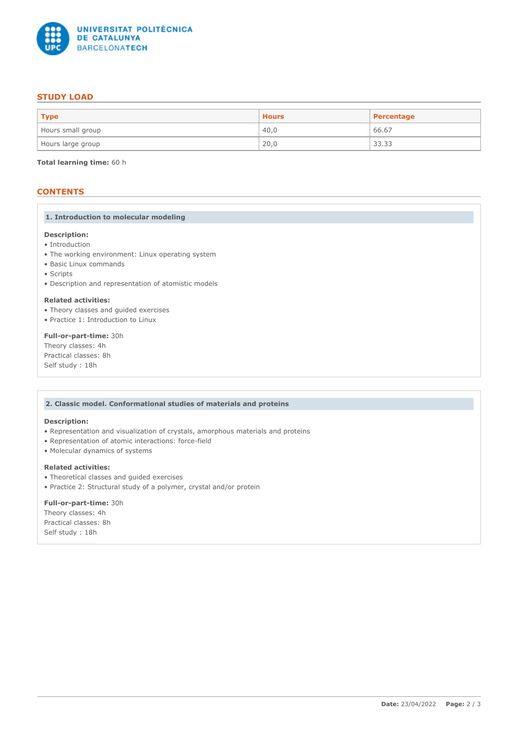## STUDY LOAD

| Type | Hours | Percentage |
| --- | --- | --- |
| Hours small group | 40,0 | 66.67 |
| Hours large group | 20,0 | 33.33 |

**Total learning time:** 60 h

## CONTENTS

### 1. Introduction to molecular modeling

**Description:**
- Introduction
- The working environment: Linux operating system
- Basic Linux commands
- Scripts
- Description and representation of atomistic models

**Related activities:**
- Theory classes and guided exercises
- Practice 1: Introduction to Linux

**Full-or-part-time:** 30h
Theory classes: 4h
Practical classes: 8h
Self study : 18h

### 2. Classic model. Conformational studies of materials and proteins

**Description:**
- Representation and visualization of crystals, amorphous materials and proteins
- Representation of atomic interactions: force-field
- Molecular dynamics of systems

**Related activities:**
- Theoretical classes and guided exercises
- Practice 2: Structural study of a polymer, crystal and/or protein

**Full-or-part-time:** 30h
Theory classes: 4h
Practical classes: 8h
Self study : 18h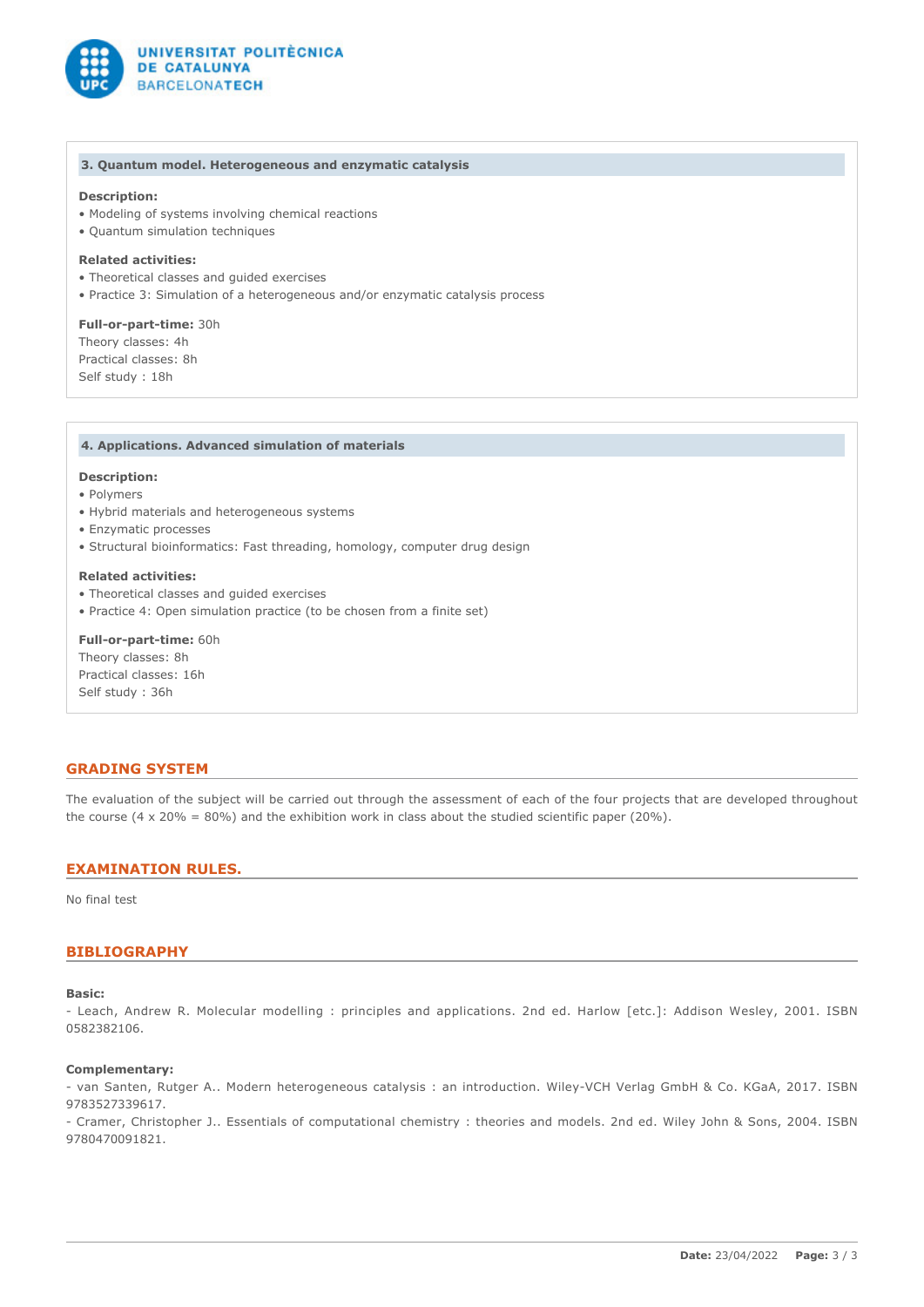### 3. Quantum model. Heterogeneous and enzymatic catalysis

**Description:**
- Modeling of systems involving chemical reactions
- Quantum simulation techniques

**Related activities:**
- Theoretical classes and guided exercises
- Practice 3: Simulation of a heterogeneous and/or enzymatic catalysis process

**Full-or-part-time:** 30h
Theory classes: 4h
Practical classes: 8h
Self study : 18h

### 4. Applications. Advanced simulation of materials

**Description:**
- Polymers
- Hybrid materials and heterogeneous systems
- Enzymatic processes
- Structural bioinformatics: Fast threading, homology, computer drug design

**Related activities:**
- Theoretical classes and guided exercises
- Practice 4: Open simulation practice (to be chosen from a finite set)

**Full-or-part-time:** 60h
Theory classes: 8h
Practical classes: 16h
Self study : 36h

## GRADING SYSTEM

The evaluation of the subject will be carried out through the assessment of each of the four projects that are developed throughout the course (4 x 20% = 80%) and the exhibition work in class about the studied scientific paper (20%).

## EXAMINATION RULES.

No final test

## BIBLIOGRAPHY

**Basic:**
- Leach, Andrew R. Molecular modelling : principles and applications. 2nd ed. Harlow [etc.]: Addison Wesley, 2001. ISBN 0582382106.

**Complementary:**
- van Santen, Rutger A.. Modern heterogeneous catalysis : an introduction. Wiley-VCH Verlag GmbH & Co. KGaA, 2017. ISBN 9783527339617.
- Cramer, Christopher J.. Essentials of computational chemistry : theories and models. 2nd ed. Wiley John & Sons, 2004. ISBN 9780470091821.